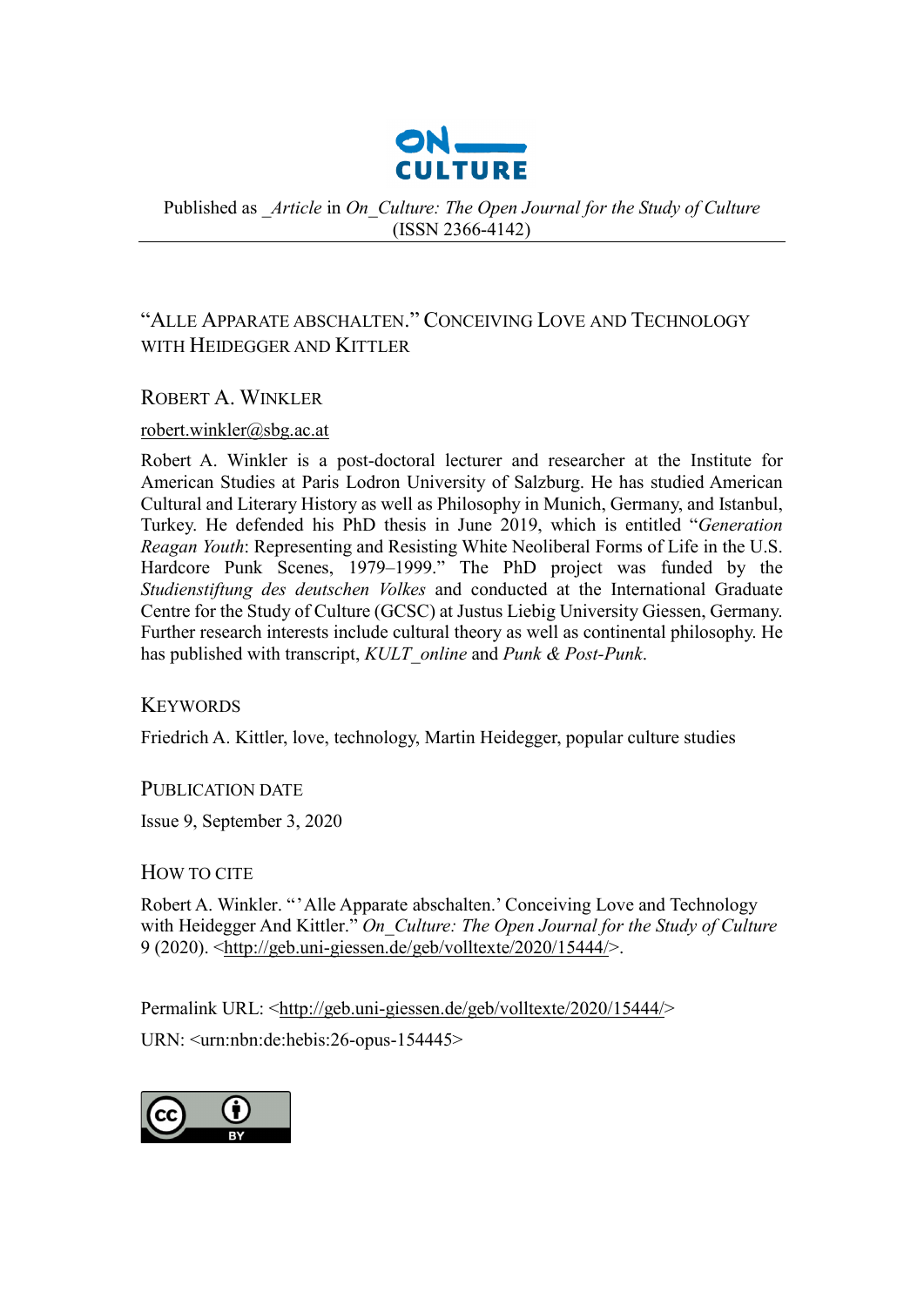ON_
CULTURE

Published as _Article in *On_Culture: The Open Journal for the Study of Culture* (ISSN 2366-4142)

# "Alle Apparate abschalten." Conceiving Love and Technology with Heidegger and Kittler

## Robert A. Winkler

robert.winkler@sbg.ac.at

Robert A. Winkler is a post-doctoral lecturer and researcher at the Institute for American Studies at Paris Lodron University of Salzburg. He has studied American Cultural and Literary History as well as Philosophy in Munich, Germany, and Istanbul, Turkey. He defended his PhD thesis in June 2019, which is entitled "*Generation Reagan Youth*: Representing and Resisting White Neoliberal Forms of Life in the U.S. Hardcore Punk Scenes, 1979–1999." The PhD project was funded by the *Studienstiftung des deutschen Volkes* and conducted at the International Graduate Centre for the Study of Culture (GCSC) at Justus Liebig University Giessen, Germany. Further research interests include cultural theory as well as continental philosophy. He has published with transcript, *KULT_online* and *Punk & Post-Punk*.

## Keywords

Friedrich A. Kittler, love, technology, Martin Heidegger, popular culture studies

## Publication Date

Issue 9, September 3, 2020

## How to Cite

Robert A. Winkler. "'Alle Apparate abschalten.' Conceiving Love and Technology with Heidegger And Kittler." *On_Culture: The Open Journal for the Study of Culture* 9 (2020). <http://geb.uni-giessen.de/geb/volltexte/2020/15444/>.

Permalink URL: <http://geb.uni-giessen.de/geb/volltexte/2020/15444/>

URN: <urn:nbn:de:hebis:26-opus-154445>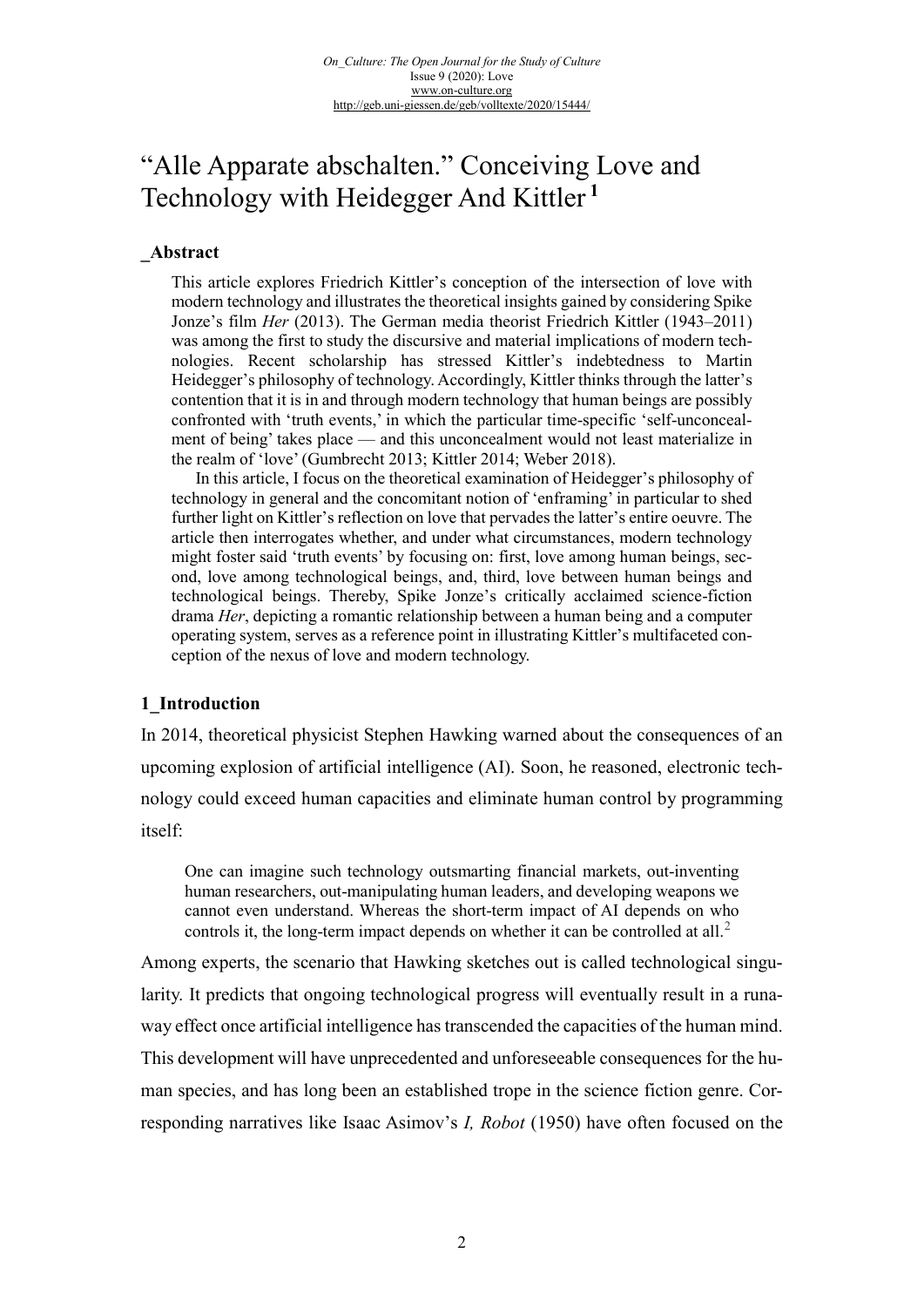# "Alle Apparate abschalten." Conceiving Love and Technology with Heidegger And Kittler[1]

## _Abstract

> This article explores Friedrich Kittler's conception of the intersection of love with modern technology and illustrates the theoretical insights gained by considering Spike Jonze's film *Her* (2013). The German media theorist Friedrich Kittler (1943–2011) was among the first to study the discursive and material implications of modern technologies. Recent scholarship has stressed Kittler's indebtedness to Martin Heidegger's philosophy of technology. Accordingly, Kittler thinks through the latter's contention that it is in and through modern technology that human beings are possibly confronted with 'truth events,' in which the particular time-specific 'self-unconcealment of being' takes place — and this unconcealment would not least materialize in the realm of 'love' (Gumbrecht 2013; Kittler 2014; Weber 2018).
>
> In this article, I focus on the theoretical examination of Heidegger's philosophy of technology in general and the concomitant notion of 'enframing' in particular to shed further light on Kittler's reflection on love that pervades the latter's entire oeuvre. The article then interrogates whether, and under what circumstances, modern technology might foster said 'truth events' by focusing on: first, love among human beings, second, love among technological beings, and, third, love between human beings and technological beings. Thereby, Spike Jonze's critically acclaimed science-fiction drama *Her*, depicting a romantic relationship between a human being and a computer operating system, serves as a reference point in illustrating Kittler's multifaceted conception of the nexus of love and modern technology.

## 1_Introduction

In 2014, theoretical physicist Stephen Hawking warned about the consequences of an upcoming explosion of artificial intelligence (AI). Soon, he reasoned, electronic technology could exceed human capacities and eliminate human control by programming itself:

> One can imagine such technology outsmarting financial markets, out-inventing human researchers, out-manipulating human leaders, and developing weapons we cannot even understand. Whereas the short-term impact of AI depends on who controls it, the long-term impact depends on whether it can be controlled at all.[2]

Among experts, the scenario that Hawking sketches out is called technological singularity. It predicts that ongoing technological progress will eventually result in a runaway effect once artificial intelligence has transcended the capacities of the human mind. This development will have unprecedented and unforeseeable consequences for the human species, and has long been an established trope in the science fiction genre. Corresponding narratives like Isaac Asimov's *I, Robot* (1950) have often focused on the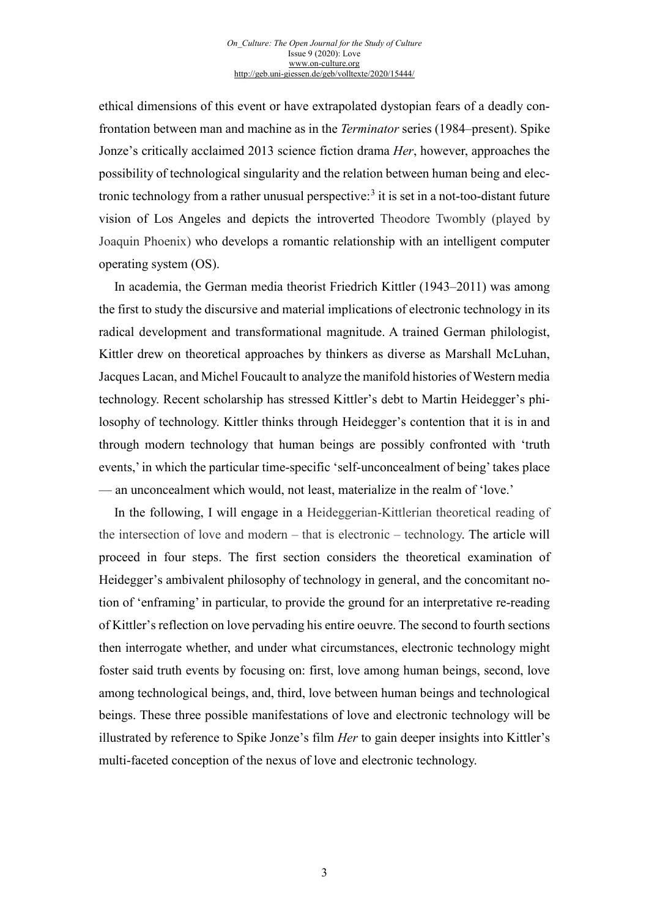ethical dimensions of this event or have extrapolated dystopian fears of a deadly confrontation between man and machine as in the *Terminator* series (1984–present). Spike Jonze's critically acclaimed 2013 science fiction drama *Her*, however, approaches the possibility of technological singularity and the relation between human being and electronic technology from a rather unusual perspective:[3] it is set in a not-too-distant future vision of Los Angeles and depicts the introverted Theodore Twombly (played by Joaquin Phoenix) who develops a romantic relationship with an intelligent computer operating system (OS).

In academia, the German media theorist Friedrich Kittler (1943–2011) was among the first to study the discursive and material implications of electronic technology in its radical development and transformational magnitude. A trained German philologist, Kittler drew on theoretical approaches by thinkers as diverse as Marshall McLuhan, Jacques Lacan, and Michel Foucault to analyze the manifold histories of Western media technology. Recent scholarship has stressed Kittler's debt to Martin Heidegger's philosophy of technology. Kittler thinks through Heidegger's contention that it is in and through modern technology that human beings are possibly confronted with 'truth events,' in which the particular time-specific 'self-unconcealment of being' takes place — an unconcealment which would, not least, materialize in the realm of 'love.'

In the following, I will engage in a Heideggerian-Kittlerian theoretical reading of the intersection of love and modern – that is electronic – technology. The article will proceed in four steps. The first section considers the theoretical examination of Heidegger's ambivalent philosophy of technology in general, and the concomitant notion of 'enframing' in particular, to provide the ground for an interpretative re-reading of Kittler's reflection on love pervading his entire oeuvre. The second to fourth sections then interrogate whether, and under what circumstances, electronic technology might foster said truth events by focusing on: first, love among human beings, second, love among technological beings, and, third, love between human beings and technological beings. These three possible manifestations of love and electronic technology will be illustrated by reference to Spike Jonze's film *Her* to gain deeper insights into Kittler's multi-faceted conception of the nexus of love and electronic technology.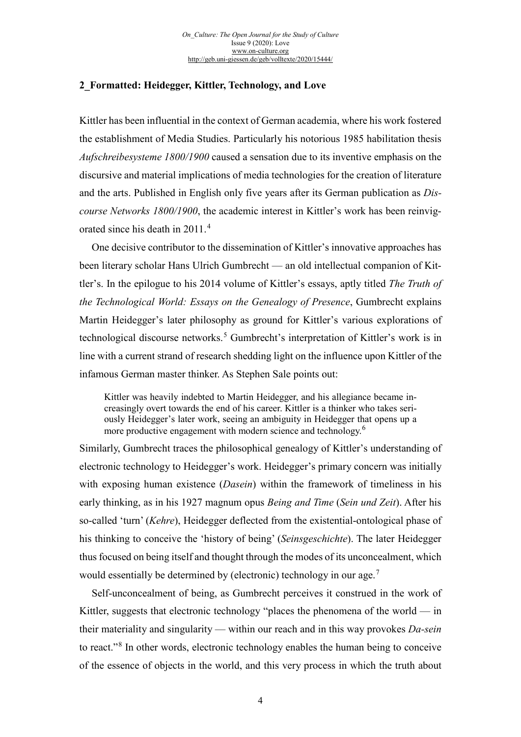## 2_Formatted: Heidegger, Kittler, Technology, and Love

Kittler has been influential in the context of German academia, where his work fostered the establishment of Media Studies. Particularly his notorious 1985 habilitation thesis *Aufschreibesysteme 1800/1900* caused a sensation due to its inventive emphasis on the discursive and material implications of media technologies for the creation of literature and the arts. Published in English only five years after its German publication as *Discourse Networks 1800/1900*, the academic interest in Kittler's work has been reinvigorated since his death in 2011.[4]

One decisive contributor to the dissemination of Kittler's innovative approaches has been literary scholar Hans Ulrich Gumbrecht — an old intellectual companion of Kittler's. In the epilogue to his 2014 volume of Kittler's essays, aptly titled *The Truth of the Technological World: Essays on the Genealogy of Presence*, Gumbrecht explains Martin Heidegger's later philosophy as ground for Kittler's various explorations of technological discourse networks.[5] Gumbrecht's interpretation of Kittler's work is in line with a current strand of research shedding light on the influence upon Kittler of the infamous German master thinker. As Stephen Sale points out:

> Kittler was heavily indebted to Martin Heidegger, and his allegiance became increasingly overt towards the end of his career. Kittler is a thinker who takes seriously Heidegger's later work, seeing an ambiguity in Heidegger that opens up a more productive engagement with modern science and technology.[6]

Similarly, Gumbrecht traces the philosophical genealogy of Kittler's understanding of electronic technology to Heidegger's work. Heidegger's primary concern was initially with exposing human existence (*Dasein*) within the framework of timeliness in his early thinking, as in his 1927 magnum opus *Being and Time* (*Sein und Zeit*). After his so-called 'turn' (*Kehre*), Heidegger deflected from the existential-ontological phase of his thinking to conceive the 'history of being' (*Seinsgeschichte*). The later Heidegger thus focused on being itself and thought through the modes of its unconcealment, which would essentially be determined by (electronic) technology in our age.[7]

Self-unconcealment of being, as Gumbrecht perceives it construed in the work of Kittler, suggests that electronic technology "places the phenomena of the world — in their materiality and singularity — within our reach and in this way provokes *Da-sein* to react."[8] In other words, electronic technology enables the human being to conceive of the essence of objects in the world, and this very process in which the truth about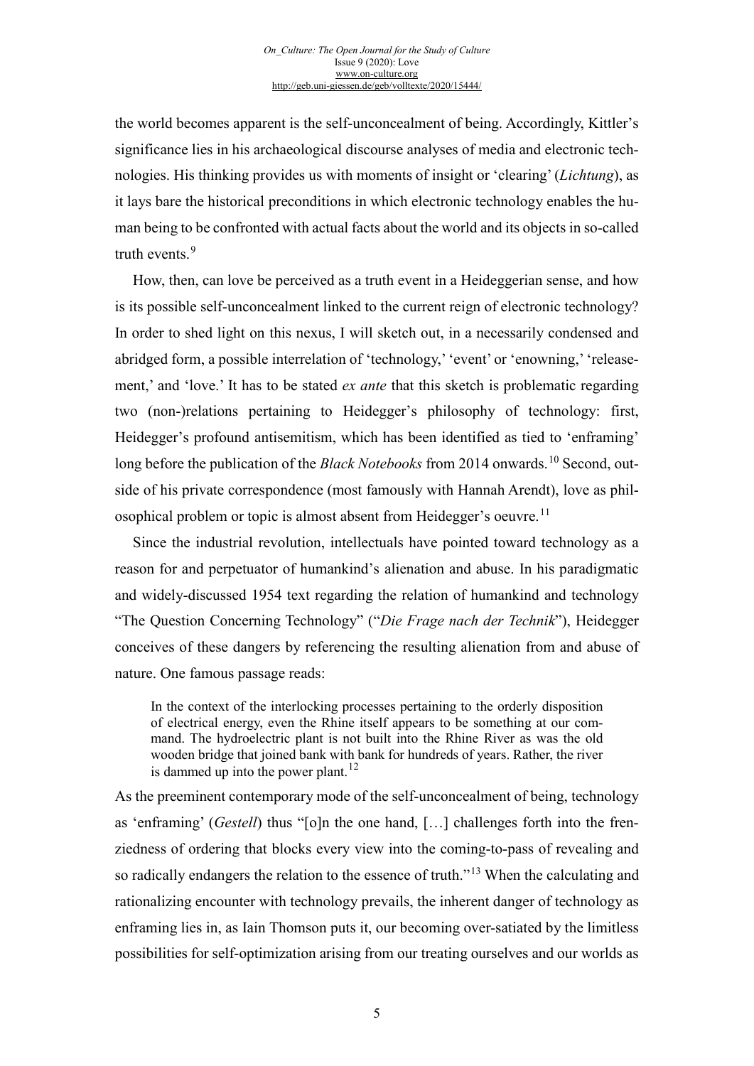the world becomes apparent is the self-unconcealment of being. Accordingly, Kittler's significance lies in his archaeological discourse analyses of media and electronic technologies. His thinking provides us with moments of insight or 'clearing' (*Lichtung*), as it lays bare the historical preconditions in which electronic technology enables the human being to be confronted with actual facts about the world and its objects in so-called truth events.[9]

How, then, can love be perceived as a truth event in a Heideggerian sense, and how is its possible self-unconcealment linked to the current reign of electronic technology? In order to shed light on this nexus, I will sketch out, in a necessarily condensed and abridged form, a possible interrelation of 'technology,' 'event' or 'enowning,' 'releasement,' and 'love.' It has to be stated *ex ante* that this sketch is problematic regarding two (non-)relations pertaining to Heidegger's philosophy of technology: first, Heidegger's profound antisemitism, which has been identified as tied to 'enframing' long before the publication of the *Black Notebooks* from 2014 onwards.[10] Second, outside of his private correspondence (most famously with Hannah Arendt), love as philosophical problem or topic is almost absent from Heidegger's oeuvre.[11]

Since the industrial revolution, intellectuals have pointed toward technology as a reason for and perpetuator of humankind's alienation and abuse. In his paradigmatic and widely-discussed 1954 text regarding the relation of humankind and technology "The Question Concerning Technology" ("*Die Frage nach der Technik*"), Heidegger conceives of these dangers by referencing the resulting alienation from and abuse of nature. One famous passage reads:

> In the context of the interlocking processes pertaining to the orderly disposition of electrical energy, even the Rhine itself appears to be something at our command. The hydroelectric plant is not built into the Rhine River as was the old wooden bridge that joined bank with bank for hundreds of years. Rather, the river is dammed up into the power plant.[12]

As the preeminent contemporary mode of the self-unconcealment of being, technology as 'enframing' (*Gestell*) thus "[o]n the one hand, […] challenges forth into the frenziedness of ordering that blocks every view into the coming-to-pass of revealing and so radically endangers the relation to the essence of truth."[13] When the calculating and rationalizing encounter with technology prevails, the inherent danger of technology as enframing lies in, as Iain Thomson puts it, our becoming over-satiated by the limitless possibilities for self-optimization arising from our treating ourselves and our worlds as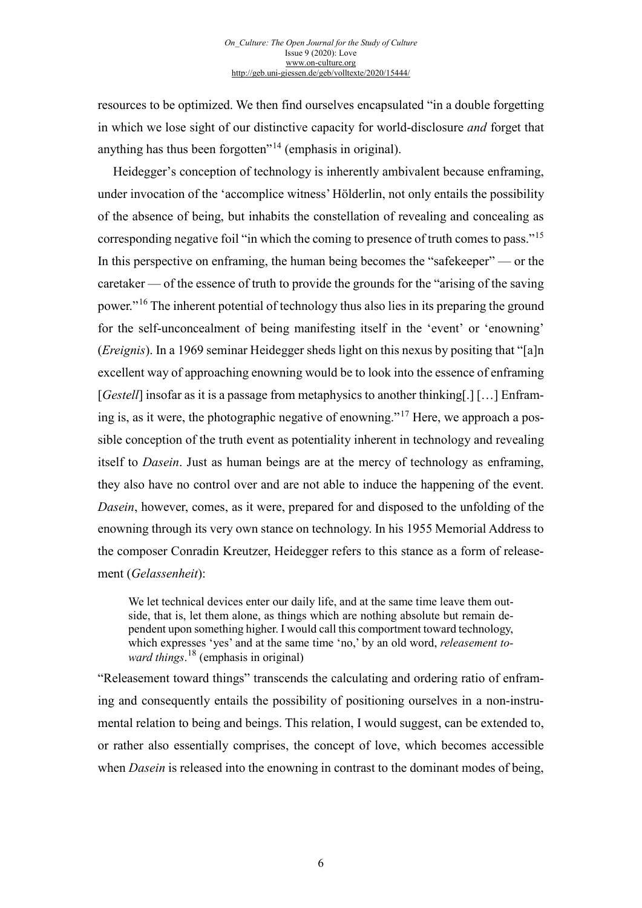resources to be optimized. We then find ourselves encapsulated "in a double forgetting in which we lose sight of our distinctive capacity for world-disclosure *and* forget that anything has thus been forgotten"[14] (emphasis in original).

Heidegger's conception of technology is inherently ambivalent because enframing, under invocation of the 'accomplice witness' Hölderlin, not only entails the possibility of the absence of being, but inhabits the constellation of revealing and concealing as corresponding negative foil "in which the coming to presence of truth comes to pass."[15] In this perspective on enframing, the human being becomes the "safekeeper" — or the caretaker — of the essence of truth to provide the grounds for the "arising of the saving power."[16] The inherent potential of technology thus also lies in its preparing the ground for the self-unconcealment of being manifesting itself in the 'event' or 'enowning' (*Ereignis*). In a 1969 seminar Heidegger sheds light on this nexus by positing that "[a]n excellent way of approaching enowning would be to look into the essence of enframing [*Gestell*] insofar as it is a passage from metaphysics to another thinking[.] […] Enframing is, as it were, the photographic negative of enowning."[17] Here, we approach a possible conception of the truth event as potentiality inherent in technology and revealing itself to *Dasein*. Just as human beings are at the mercy of technology as enframing, they also have no control over and are not able to induce the happening of the event. *Dasein*, however, comes, as it were, prepared for and disposed to the unfolding of the enowning through its very own stance on technology. In his 1955 Memorial Address to the composer Conradin Kreutzer, Heidegger refers to this stance as a form of releasement (*Gelassenheit*):

> We let technical devices enter our daily life, and at the same time leave them outside, that is, let them alone, as things which are nothing absolute but remain dependent upon something higher. I would call this comportment toward technology, which expresses 'yes' and at the same time 'no,' by an old word, *releasement toward things*.[18] (emphasis in original)

"Releasement toward things" transcends the calculating and ordering ratio of enframing and consequently entails the possibility of positioning ourselves in a non-instrumental relation to being and beings. This relation, I would suggest, can be extended to, or rather also essentially comprises, the concept of love, which becomes accessible when *Dasein* is released into the enowning in contrast to the dominant modes of being,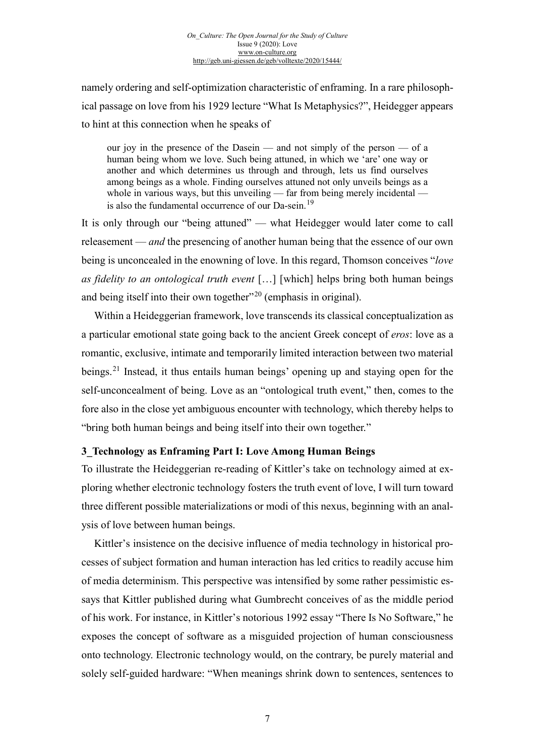namely ordering and self-optimization characteristic of enframing. In a rare philosophical passage on love from his 1929 lecture "What Is Metaphysics?", Heidegger appears to hint at this connection when he speaks of

> our joy in the presence of the Dasein — and not simply of the person — of a human being whom we love. Such being attuned, in which we 'are' one way or another and which determines us through and through, lets us find ourselves among beings as a whole. Finding ourselves attuned not only unveils beings as a whole in various ways, but this unveiling — far from being merely incidental — is also the fundamental occurrence of our Da-sein.[19]

It is only through our "being attuned" — what Heidegger would later come to call releasement — *and* the presencing of another human being that the essence of our own being is unconcealed in the enowning of love. In this regard, Thomson conceives "*love as fidelity to an ontological truth event* […] [which] helps bring both human beings and being itself into their own together"[20] (emphasis in original).

Within a Heideggerian framework, love transcends its classical conceptualization as a particular emotional state going back to the ancient Greek concept of *eros*: love as a romantic, exclusive, intimate and temporarily limited interaction between two material beings.[21] Instead, it thus entails human beings' opening up and staying open for the self-unconcealment of being. Love as an "ontological truth event," then, comes to the fore also in the close yet ambiguous encounter with technology, which thereby helps to "bring both human beings and being itself into their own together."

## 3_Technology as Enframing Part I: Love Among Human Beings

To illustrate the Heideggerian re-reading of Kittler's take on technology aimed at exploring whether electronic technology fosters the truth event of love, I will turn toward three different possible materializations or modi of this nexus, beginning with an analysis of love between human beings.

Kittler's insistence on the decisive influence of media technology in historical processes of subject formation and human interaction has led critics to readily accuse him of media determinism. This perspective was intensified by some rather pessimistic essays that Kittler published during what Gumbrecht conceives of as the middle period of his work. For instance, in Kittler's notorious 1992 essay "There Is No Software," he exposes the concept of software as a misguided projection of human consciousness onto technology. Electronic technology would, on the contrary, be purely material and solely self-guided hardware: "When meanings shrink down to sentences, sentences to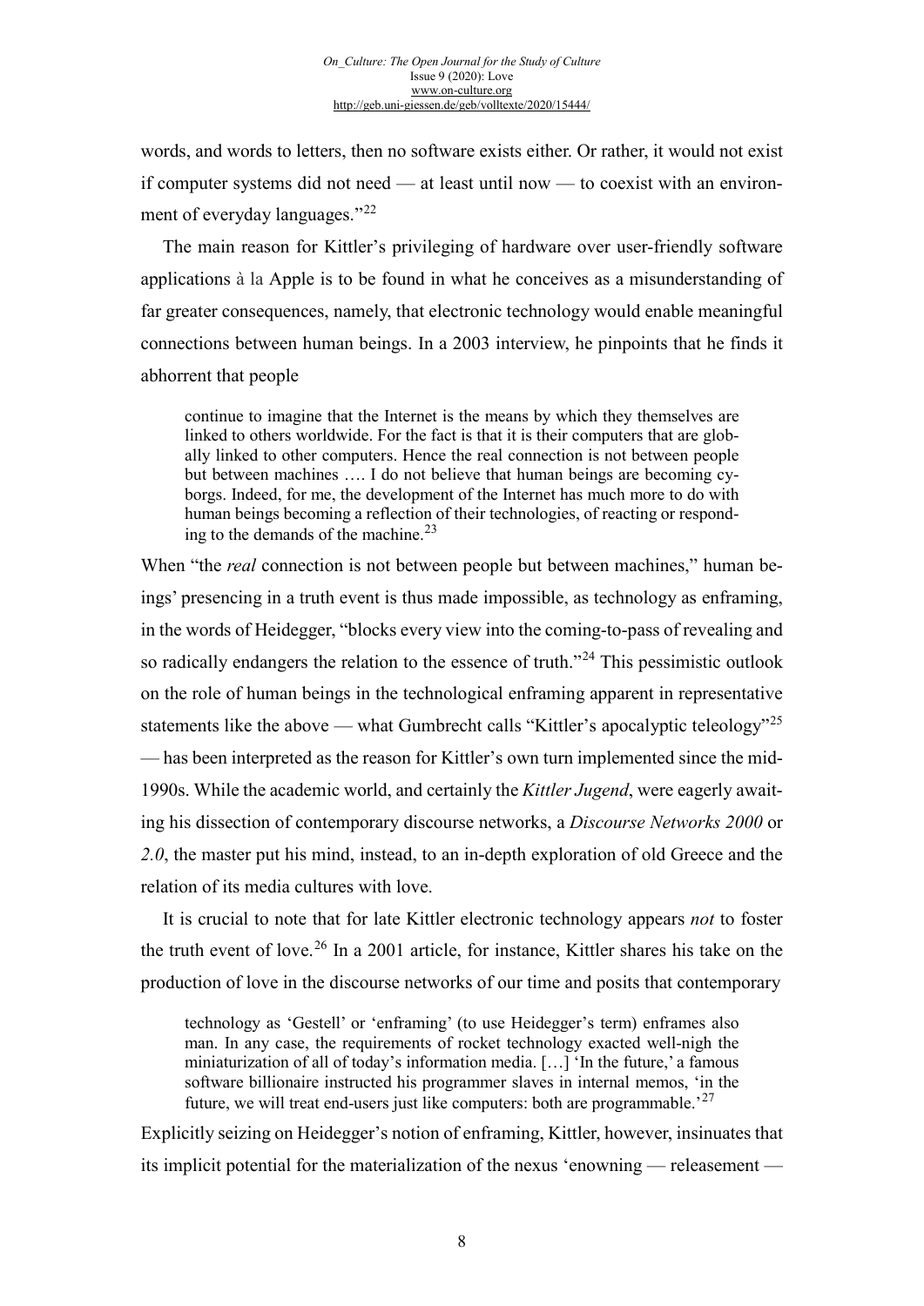words, and words to letters, then no software exists either. Or rather, it would not exist if computer systems did not need — at least until now — to coexist with an environment of everyday languages."[22]

The main reason for Kittler's privileging of hardware over user-friendly software applications à la Apple is to be found in what he conceives as a misunderstanding of far greater consequences, namely, that electronic technology would enable meaningful connections between human beings. In a 2003 interview, he pinpoints that he finds it abhorrent that people

> continue to imagine that the Internet is the means by which they themselves are linked to others worldwide. For the fact is that it is their computers that are globally linked to other computers. Hence the real connection is not between people but between machines …. I do not believe that human beings are becoming cyborgs. Indeed, for me, the development of the Internet has much more to do with human beings becoming a reflection of their technologies, of reacting or responding to the demands of the machine.[23]

When "the *real* connection is not between people but between machines," human beings' presencing in a truth event is thus made impossible, as technology as enframing, in the words of Heidegger, "blocks every view into the coming-to-pass of revealing and so radically endangers the relation to the essence of truth."[24] This pessimistic outlook on the role of human beings in the technological enframing apparent in representative statements like the above — what Gumbrecht calls "Kittler's apocalyptic teleology"[25] — has been interpreted as the reason for Kittler's own turn implemented since the mid-1990s. While the academic world, and certainly the *Kittler Jugend*, were eagerly awaiting his dissection of contemporary discourse networks, a *Discourse Networks 2000* or *2.0*, the master put his mind, instead, to an in-depth exploration of old Greece and the relation of its media cultures with love.

It is crucial to note that for late Kittler electronic technology appears *not* to foster the truth event of love.[26] In a 2001 article, for instance, Kittler shares his take on the production of love in the discourse networks of our time and posits that contemporary

> technology as 'Gestell' or 'enframing' (to use Heidegger's term) enframes also man. In any case, the requirements of rocket technology exacted well-nigh the miniaturization of all of today's information media. […] 'In the future,' a famous software billionaire instructed his programmer slaves in internal memos, 'in the future, we will treat end-users just like computers: both are programmable.'[27]

Explicitly seizing on Heidegger's notion of enframing, Kittler, however, insinuates that its implicit potential for the materialization of the nexus 'enowning — releasement —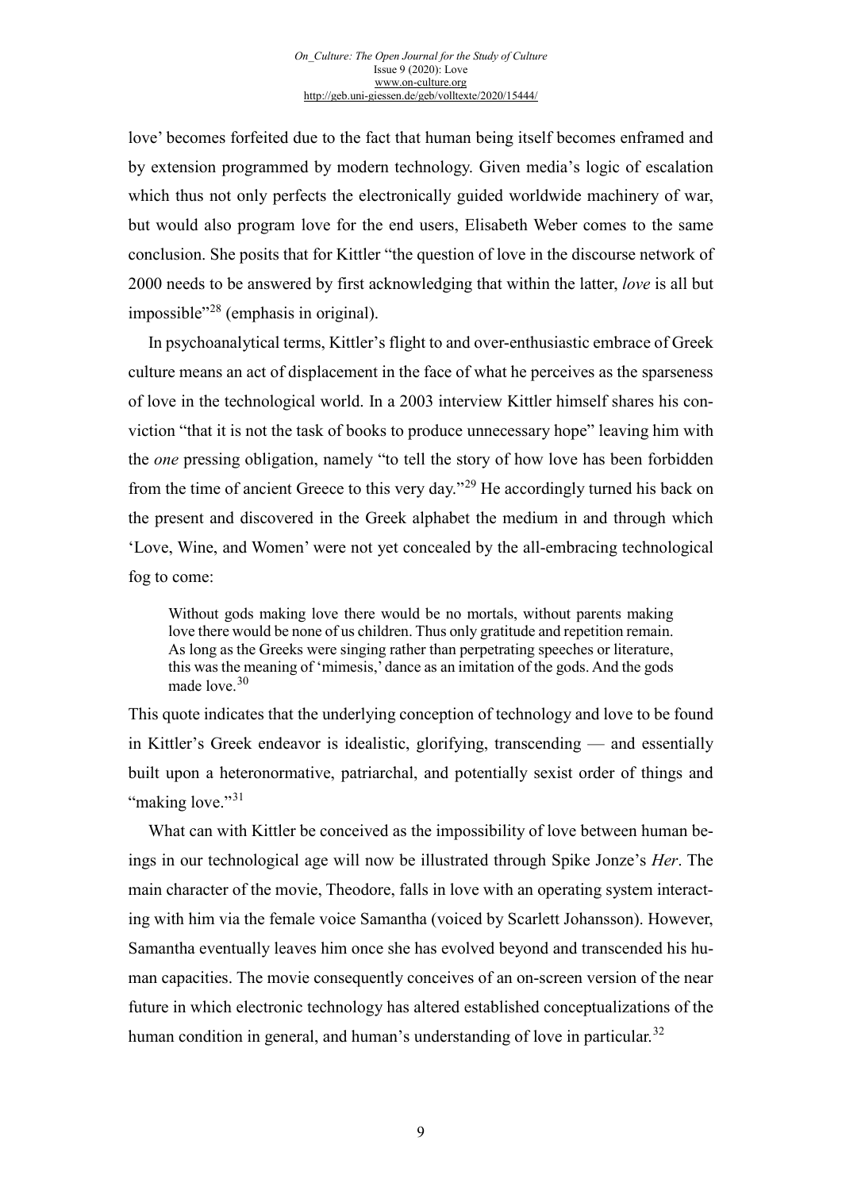love' becomes forfeited due to the fact that human being itself becomes enframed and by extension programmed by modern technology. Given media's logic of escalation which thus not only perfects the electronically guided worldwide machinery of war, but would also program love for the end users, Elisabeth Weber comes to the same conclusion. She posits that for Kittler "the question of love in the discourse network of 2000 needs to be answered by first acknowledging that within the latter, *love* is all but impossible"[28] (emphasis in original).

In psychoanalytical terms, Kittler's flight to and over-enthusiastic embrace of Greek culture means an act of displacement in the face of what he perceives as the sparseness of love in the technological world. In a 2003 interview Kittler himself shares his conviction "that it is not the task of books to produce unnecessary hope" leaving him with the *one* pressing obligation, namely "to tell the story of how love has been forbidden from the time of ancient Greece to this very day."[29] He accordingly turned his back on the present and discovered in the Greek alphabet the medium in and through which 'Love, Wine, and Women' were not yet concealed by the all-embracing technological fog to come:

> Without gods making love there would be no mortals, without parents making love there would be none of us children. Thus only gratitude and repetition remain. As long as the Greeks were singing rather than perpetrating speeches or literature, this was the meaning of 'mimesis,' dance as an imitation of the gods. And the gods made love.[30]

This quote indicates that the underlying conception of technology and love to be found in Kittler's Greek endeavor is idealistic, glorifying, transcending — and essentially built upon a heteronormative, patriarchal, and potentially sexist order of things and "making love."[31]

What can with Kittler be conceived as the impossibility of love between human beings in our technological age will now be illustrated through Spike Jonze's *Her*. The main character of the movie, Theodore, falls in love with an operating system interacting with him via the female voice Samantha (voiced by Scarlett Johansson). However, Samantha eventually leaves him once she has evolved beyond and transcended his human capacities. The movie consequently conceives of an on-screen version of the near future in which electronic technology has altered established conceptualizations of the human condition in general, and human's understanding of love in particular.[32]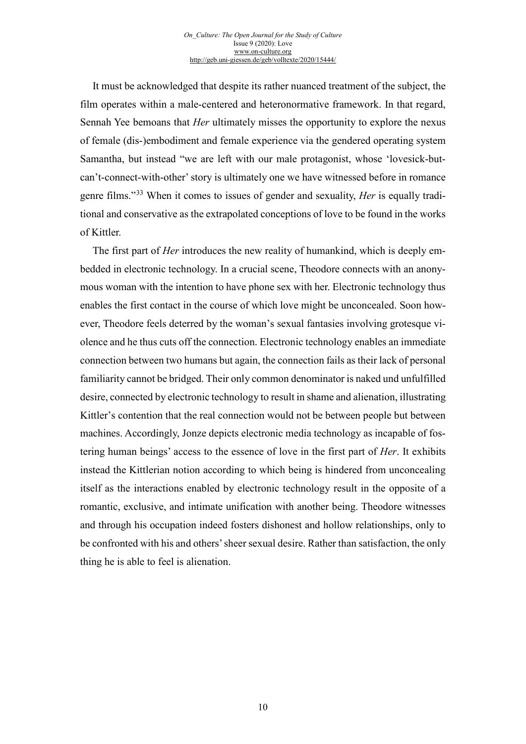It must be acknowledged that despite its rather nuanced treatment of the subject, the film operates within a male-centered and heteronormative framework. In that regard, Sennah Yee bemoans that *Her* ultimately misses the opportunity to explore the nexus of female (dis-)embodiment and female experience via the gendered operating system Samantha, but instead "we are left with our male protagonist, whose 'lovesick-but-can't-connect-with-other' story is ultimately one we have witnessed before in romance genre films."[33] When it comes to issues of gender and sexuality, *Her* is equally traditional and conservative as the extrapolated conceptions of love to be found in the works of Kittler.

The first part of *Her* introduces the new reality of humankind, which is deeply embedded in electronic technology. In a crucial scene, Theodore connects with an anonymous woman with the intention to have phone sex with her. Electronic technology thus enables the first contact in the course of which love might be unconcealed. Soon however, Theodore feels deterred by the woman's sexual fantasies involving grotesque violence and he thus cuts off the connection. Electronic technology enables an immediate connection between two humans but again, the connection fails as their lack of personal familiarity cannot be bridged. Their only common denominator is naked und unfulfilled desire, connected by electronic technology to result in shame and alienation, illustrating Kittler's contention that the real connection would not be between people but between machines. Accordingly, Jonze depicts electronic media technology as incapable of fostering human beings' access to the essence of love in the first part of *Her*. It exhibits instead the Kittlerian notion according to which being is hindered from unconcealing itself as the interactions enabled by electronic technology result in the opposite of a romantic, exclusive, and intimate unification with another being. Theodore witnesses and through his occupation indeed fosters dishonest and hollow relationships, only to be confronted with his and others' sheer sexual desire. Rather than satisfaction, the only thing he is able to feel is alienation.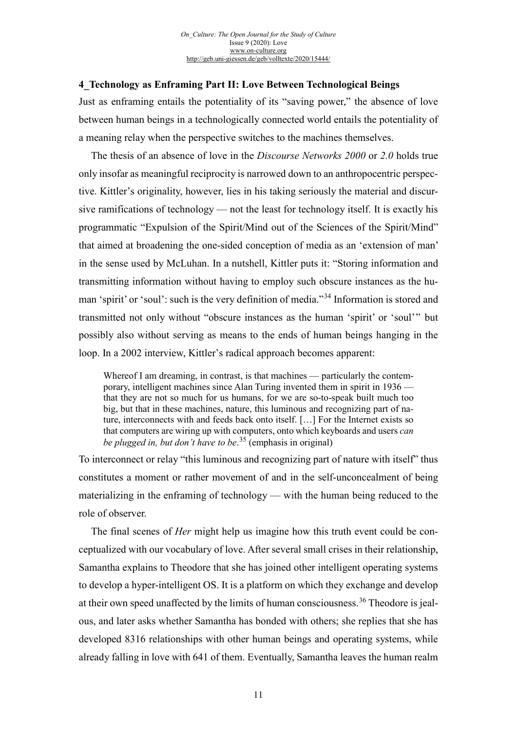## 4_Technology as Enframing Part II: Love Between Technological Beings

Just as enframing entails the potentiality of its "saving power," the absence of love between human beings in a technologically connected world entails the potentiality of a meaning relay when the perspective switches to the machines themselves.

The thesis of an absence of love in the *Discourse Networks 2000* or *2.0* holds true only insofar as meaningful reciprocity is narrowed down to an anthropocentric perspective. Kittler's originality, however, lies in his taking seriously the material and discursive ramifications of technology — not the least for technology itself. It is exactly his programmatic "Expulsion of the Spirit/Mind out of the Sciences of the Spirit/Mind" that aimed at broadening the one-sided conception of media as an 'extension of man' in the sense used by McLuhan. In a nutshell, Kittler puts it: "Storing information and transmitting information without having to employ such obscure instances as the human 'spirit' or 'soul': such is the very definition of media."[34] Information is stored and transmitted not only without "obscure instances as the human 'spirit' or 'soul'" but possibly also without serving as means to the ends of human beings hanging in the loop. In a 2002 interview, Kittler's radical approach becomes apparent:

> Whereof I am dreaming, in contrast, is that machines — particularly the contemporary, intelligent machines since Alan Turing invented them in spirit in 1936 — that they are not so much for us humans, for we are so-to-speak built much too big, but that in these machines, nature, this luminous and recognizing part of nature, interconnects with and feeds back onto itself. […] For the Internet exists so that computers are wiring up with computers, onto which keyboards and users *can be plugged in, but don't have to be*.[35] (emphasis in original)

To interconnect or relay "this luminous and recognizing part of nature with itself" thus constitutes a moment or rather movement of and in the self-unconcealment of being materializing in the enframing of technology — with the human being reduced to the role of observer.

The final scenes of *Her* might help us imagine how this truth event could be conceptualized with our vocabulary of love. After several small crises in their relationship, Samantha explains to Theodore that she has joined other intelligent operating systems to develop a hyper-intelligent OS. It is a platform on which they exchange and develop at their own speed unaffected by the limits of human consciousness.[36] Theodore is jealous, and later asks whether Samantha has bonded with others; she replies that she has developed 8316 relationships with other human beings and operating systems, while already falling in love with 641 of them. Eventually, Samantha leaves the human realm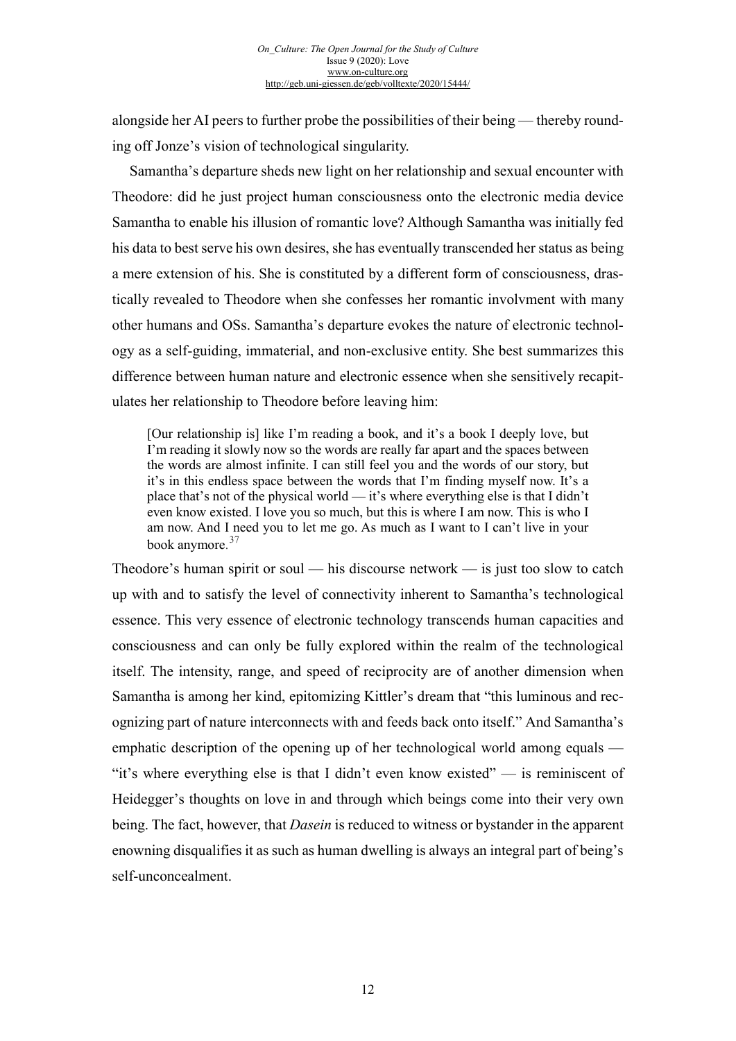alongside her AI peers to further probe the possibilities of their being — thereby rounding off Jonze's vision of technological singularity.

Samantha's departure sheds new light on her relationship and sexual encounter with Theodore: did he just project human consciousness onto the electronic media device Samantha to enable his illusion of romantic love? Although Samantha was initially fed his data to best serve his own desires, she has eventually transcended her status as being a mere extension of his. She is constituted by a different form of consciousness, drastically revealed to Theodore when she confesses her romantic involvment with many other humans and OSs. Samantha's departure evokes the nature of electronic technology as a self-guiding, immaterial, and non-exclusive entity. She best summarizes this difference between human nature and electronic essence when she sensitively recapitulates her relationship to Theodore before leaving him:

> [Our relationship is] like I'm reading a book, and it's a book I deeply love, but I'm reading it slowly now so the words are really far apart and the spaces between the words are almost infinite. I can still feel you and the words of our story, but it's in this endless space between the words that I'm finding myself now. It's a place that's not of the physical world — it's where everything else is that I didn't even know existed. I love you so much, but this is where I am now. This is who I am now. And I need you to let me go. As much as I want to I can't live in your book anymore.[37]

Theodore's human spirit or soul — his discourse network — is just too slow to catch up with and to satisfy the level of connectivity inherent to Samantha's technological essence. This very essence of electronic technology transcends human capacities and consciousness and can only be fully explored within the realm of the technological itself. The intensity, range, and speed of reciprocity are of another dimension when Samantha is among her kind, epitomizing Kittler's dream that "this luminous and recognizing part of nature interconnects with and feeds back onto itself." And Samantha's emphatic description of the opening up of her technological world among equals — "it's where everything else is that I didn't even know existed" — is reminiscent of Heidegger's thoughts on love in and through which beings come into their very own being. The fact, however, that *Dasein* is reduced to witness or bystander in the apparent enowning disqualifies it as such as human dwelling is always an integral part of being's self-unconcealment.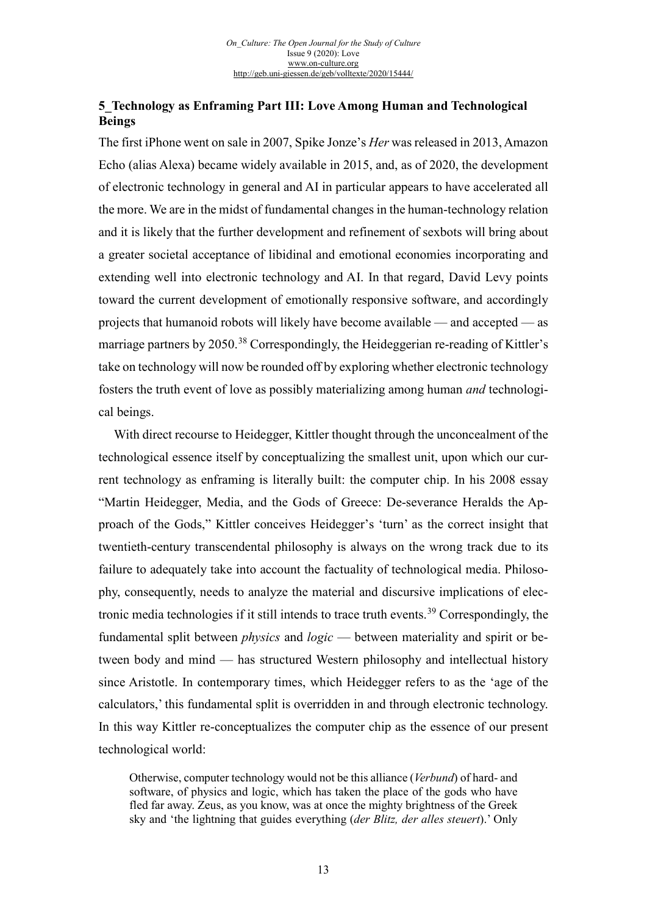## 5_Technology as Enframing Part III: Love Among Human and Technological Beings

The first iPhone went on sale in 2007, Spike Jonze's *Her* was released in 2013, Amazon Echo (alias Alexa) became widely available in 2015, and, as of 2020, the development of electronic technology in general and AI in particular appears to have accelerated all the more. We are in the midst of fundamental changes in the human-technology relation and it is likely that the further development and refinement of sexbots will bring about a greater societal acceptance of libidinal and emotional economies incorporating and extending well into electronic technology and AI. In that regard, David Levy points toward the current development of emotionally responsive software, and accordingly projects that humanoid robots will likely have become available — and accepted — as marriage partners by 2050.[38] Correspondingly, the Heideggerian re-reading of Kittler's take on technology will now be rounded off by exploring whether electronic technology fosters the truth event of love as possibly materializing among human *and* technological beings.

With direct recourse to Heidegger, Kittler thought through the unconcealment of the technological essence itself by conceptualizing the smallest unit, upon which our current technology as enframing is literally built: the computer chip. In his 2008 essay "Martin Heidegger, Media, and the Gods of Greece: De-severance Heralds the Approach of the Gods," Kittler conceives Heidegger's 'turn' as the correct insight that twentieth-century transcendental philosophy is always on the wrong track due to its failure to adequately take into account the factuality of technological media. Philosophy, consequently, needs to analyze the material and discursive implications of electronic media technologies if it still intends to trace truth events.[39] Correspondingly, the fundamental split between *physics* and *logic* — between materiality and spirit or between body and mind — has structured Western philosophy and intellectual history since Aristotle. In contemporary times, which Heidegger refers to as the 'age of the calculators,' this fundamental split is overridden in and through electronic technology. In this way Kittler re-conceptualizes the computer chip as the essence of our present technological world:

> Otherwise, computer technology would not be this alliance (*Verbund*) of hard- and software, of physics and logic, which has taken the place of the gods who have fled far away. Zeus, as you know, was at once the mighty brightness of the Greek sky and 'the lightning that guides everything (*der Blitz, der alles steuert*).' Only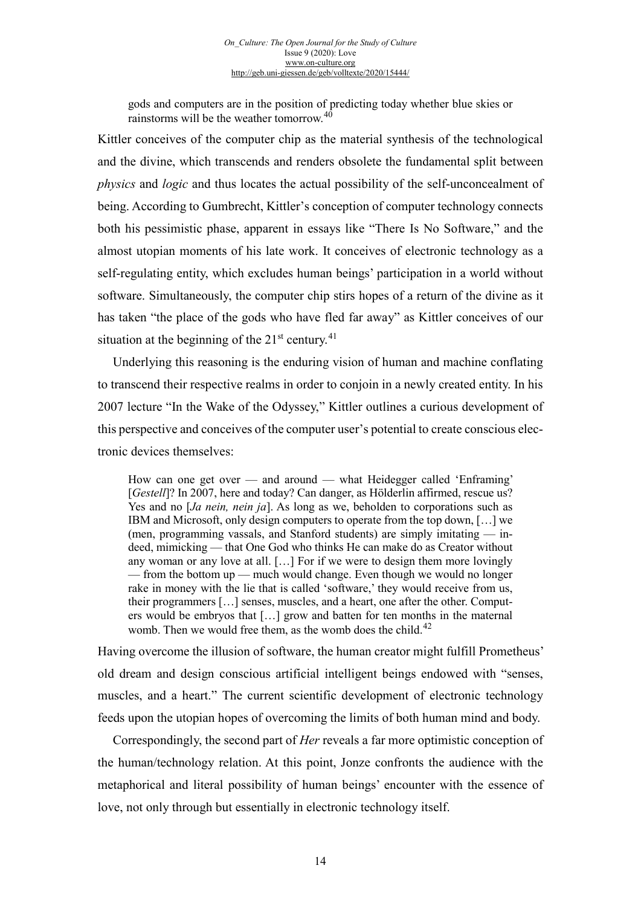> gods and computers are in the position of predicting today whether blue skies or rainstorms will be the weather tomorrow.[40]

Kittler conceives of the computer chip as the material synthesis of the technological and the divine, which transcends and renders obsolete the fundamental split between *physics* and *logic* and thus locates the actual possibility of the self-unconcealment of being. According to Gumbrecht, Kittler's conception of computer technology connects both his pessimistic phase, apparent in essays like "There Is No Software," and the almost utopian moments of his late work. It conceives of electronic technology as a self-regulating entity, which excludes human beings' participation in a world without software. Simultaneously, the computer chip stirs hopes of a return of the divine as it has taken "the place of the gods who have fled far away" as Kittler conceives of our situation at the beginning of the 21st century.[41]

Underlying this reasoning is the enduring vision of human and machine conflating to transcend their respective realms in order to conjoin in a newly created entity. In his 2007 lecture "In the Wake of the Odyssey," Kittler outlines a curious development of this perspective and conceives of the computer user's potential to create conscious electronic devices themselves:

> How can one get over — and around — what Heidegger called 'Enframing' [*Gestell*]? In 2007, here and today? Can danger, as Hölderlin affirmed, rescue us? Yes and no [*Ja nein, nein ja*]. As long as we, beholden to corporations such as IBM and Microsoft, only design computers to operate from the top down, […] we (men, programming vassals, and Stanford students) are simply imitating — indeed, mimicking — that One God who thinks He can make do as Creator without any woman or any love at all. […] For if we were to design them more lovingly — from the bottom up — much would change. Even though we would no longer rake in money with the lie that is called 'software,' they would receive from us, their programmers […] senses, muscles, and a heart, one after the other. Computers would be embryos that […] grow and batten for ten months in the maternal womb. Then we would free them, as the womb does the child.[42]

Having overcome the illusion of software, the human creator might fulfill Prometheus' old dream and design conscious artificial intelligent beings endowed with "senses, muscles, and a heart." The current scientific development of electronic technology feeds upon the utopian hopes of overcoming the limits of both human mind and body.

Correspondingly, the second part of *Her* reveals a far more optimistic conception of the human/technology relation. At this point, Jonze confronts the audience with the metaphorical and literal possibility of human beings' encounter with the essence of love, not only through but essentially in electronic technology itself.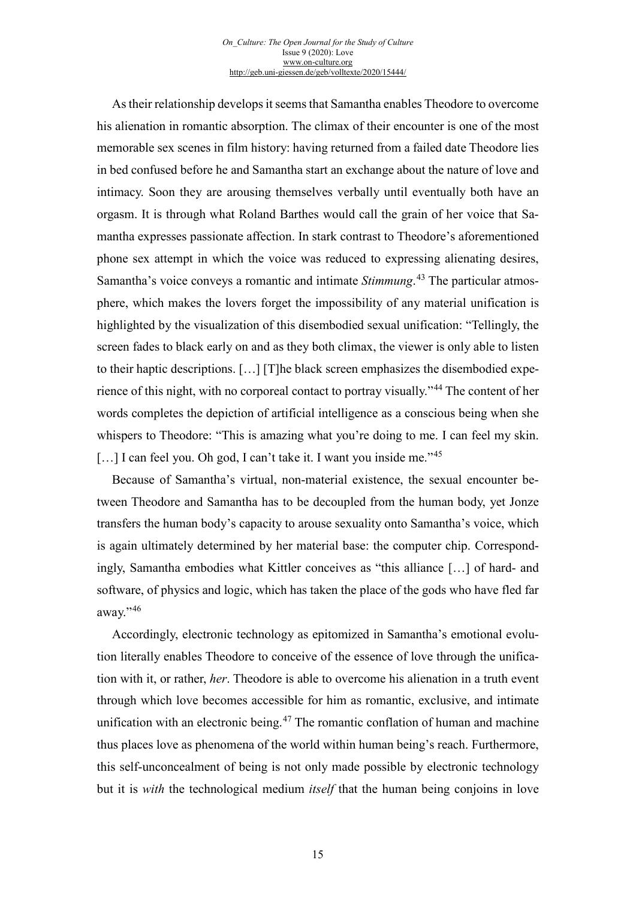As their relationship develops it seems that Samantha enables Theodore to overcome his alienation in romantic absorption. The climax of their encounter is one of the most memorable sex scenes in film history: having returned from a failed date Theodore lies in bed confused before he and Samantha start an exchange about the nature of love and intimacy. Soon they are arousing themselves verbally until eventually both have an orgasm. It is through what Roland Barthes would call the grain of her voice that Samantha expresses passionate affection. In stark contrast to Theodore's aforementioned phone sex attempt in which the voice was reduced to expressing alienating desires, Samantha's voice conveys a romantic and intimate *Stimmung*.[43] The particular atmosphere, which makes the lovers forget the impossibility of any material unification is highlighted by the visualization of this disembodied sexual unification: "Tellingly, the screen fades to black early on and as they both climax, the viewer is only able to listen to their haptic descriptions. […] [T]he black screen emphasizes the disembodied experience of this night, with no corporeal contact to portray visually."[44] The content of her words completes the depiction of artificial intelligence as a conscious being when she whispers to Theodore: "This is amazing what you're doing to me. I can feel my skin. […] I can feel you. Oh god, I can't take it. I want you inside me."[45]

Because of Samantha's virtual, non-material existence, the sexual encounter between Theodore and Samantha has to be decoupled from the human body, yet Jonze transfers the human body's capacity to arouse sexuality onto Samantha's voice, which is again ultimately determined by her material base: the computer chip. Correspondingly, Samantha embodies what Kittler conceives as "this alliance […] of hard- and software, of physics and logic, which has taken the place of the gods who have fled far away."[46]

Accordingly, electronic technology as epitomized in Samantha's emotional evolution literally enables Theodore to conceive of the essence of love through the unification with it, or rather, *her*. Theodore is able to overcome his alienation in a truth event through which love becomes accessible for him as romantic, exclusive, and intimate unification with an electronic being.[47] The romantic conflation of human and machine thus places love as phenomena of the world within human being's reach. Furthermore, this self-unconcealment of being is not only made possible by electronic technology but it is *with* the technological medium *itself* that the human being conjoins in love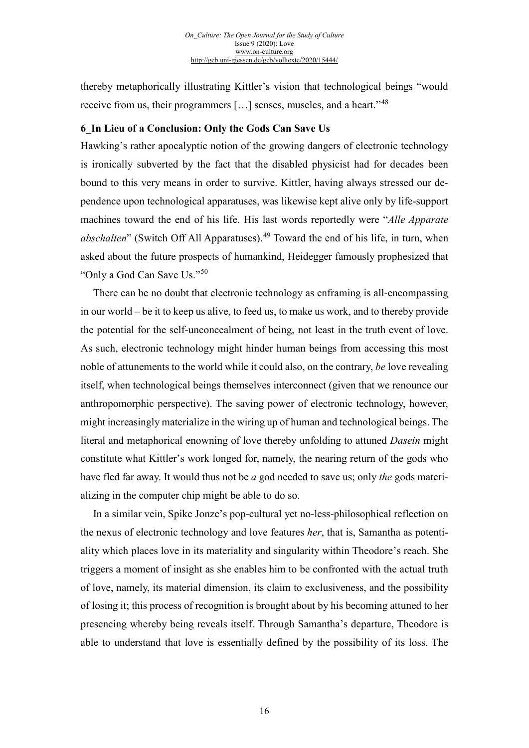thereby metaphorically illustrating Kittler's vision that technological beings "would receive from us, their programmers […] senses, muscles, and a heart."[48]

## 6_In Lieu of a Conclusion: Only the Gods Can Save Us

Hawking's rather apocalyptic notion of the growing dangers of electronic technology is ironically subverted by the fact that the disabled physicist had for decades been bound to this very means in order to survive. Kittler, having always stressed our dependence upon technological apparatuses, was likewise kept alive only by life-support machines toward the end of his life. His last words reportedly were "*Alle Apparate abschalten*" (Switch Off All Apparatuses).[49] Toward the end of his life, in turn, when asked about the future prospects of humankind, Heidegger famously prophesized that "Only a God Can Save Us."[50]

There can be no doubt that electronic technology as enframing is all-encompassing in our world – be it to keep us alive, to feed us, to make us work, and to thereby provide the potential for the self-unconcealment of being, not least in the truth event of love. As such, electronic technology might hinder human beings from accessing this most noble of attunements to the world while it could also, on the contrary, *be* love revealing itself, when technological beings themselves interconnect (given that we renounce our anthropomorphic perspective). The saving power of electronic technology, however, might increasingly materialize in the wiring up of human and technological beings. The literal and metaphorical enowning of love thereby unfolding to attuned *Dasein* might constitute what Kittler's work longed for, namely, the nearing return of the gods who have fled far away. It would thus not be *a* god needed to save us; only *the* gods materializing in the computer chip might be able to do so.

In a similar vein, Spike Jonze's pop-cultural yet no-less-philosophical reflection on the nexus of electronic technology and love features *her*, that is, Samantha as potentiality which places love in its materiality and singularity within Theodore's reach. She triggers a moment of insight as she enables him to be confronted with the actual truth of love, namely, its material dimension, its claim to exclusiveness, and the possibility of losing it; this process of recognition is brought about by his becoming attuned to her presencing whereby being reveals itself. Through Samantha's departure, Theodore is able to understand that love is essentially defined by the possibility of its loss. The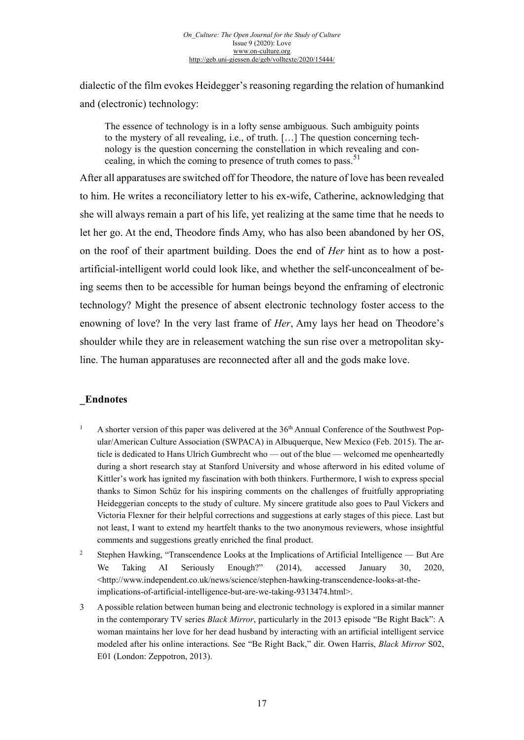dialectic of the film evokes Heidegger's reasoning regarding the relation of humankind and (electronic) technology:

> The essence of technology is in a lofty sense ambiguous. Such ambiguity points to the mystery of all revealing, i.e., of truth. […] The question concerning technology is the question concerning the constellation in which revealing and concealing, in which the coming to presence of truth comes to pass.[51]

After all apparatuses are switched off for Theodore, the nature of love has been revealed to him. He writes a reconciliatory letter to his ex-wife, Catherine, acknowledging that she will always remain a part of his life, yet realizing at the same time that he needs to let her go. At the end, Theodore finds Amy, who has also been abandoned by her OS, on the roof of their apartment building. Does the end of *Her* hint as to how a post-artificial-intelligent world could look like, and whether the self-unconcealment of being seems then to be accessible for human beings beyond the enframing of electronic technology? Might the presence of absent electronic technology foster access to the enowning of love? In the very last frame of *Her*, Amy lays her head on Theodore's shoulder while they are in releasement watching the sun rise over a metropolitan skyline. The human apparatuses are reconnected after all and the gods make love.

## _Endnotes

1. A shorter version of this paper was delivered at the 36th Annual Conference of the Southwest Popular/American Culture Association (SWPACA) in Albuquerque, New Mexico (Feb. 2015). The article is dedicated to Hans Ulrich Gumbrecht who — out of the blue — welcomed me openheartedly during a short research stay at Stanford University and whose afterword in his edited volume of Kittler's work has ignited my fascination with both thinkers. Furthermore, I wish to express special thanks to Simon Schüz for his inspiring comments on the challenges of fruitfully appropriating Heideggerian concepts to the study of culture. My sincere gratitude also goes to Paul Vickers and Victoria Flexner for their helpful corrections and suggestions at early stages of this piece. Last but not least, I want to extend my heartfelt thanks to the two anonymous reviewers, whose insightful comments and suggestions greatly enriched the final product.

2. Stephen Hawking, "Transcendence Looks at the Implications of Artificial Intelligence — But Are We Taking AI Seriously Enough?" (2014), accessed January 30, 2020, <http://www.independent.co.uk/news/science/stephen-hawking-transcendence-looks-at-the-implications-of-artificial-intelligence-but-are-we-taking-9313474.html>.

3. A possible relation between human being and electronic technology is explored in a similar manner in the contemporary TV series *Black Mirror*, particularly in the 2013 episode "Be Right Back": A woman maintains her love for her dead husband by interacting with an artificial intelligent service modeled after his online interactions. See "Be Right Back," dir. Owen Harris, *Black Mirror* S02, E01 (London: Zeppotron, 2013).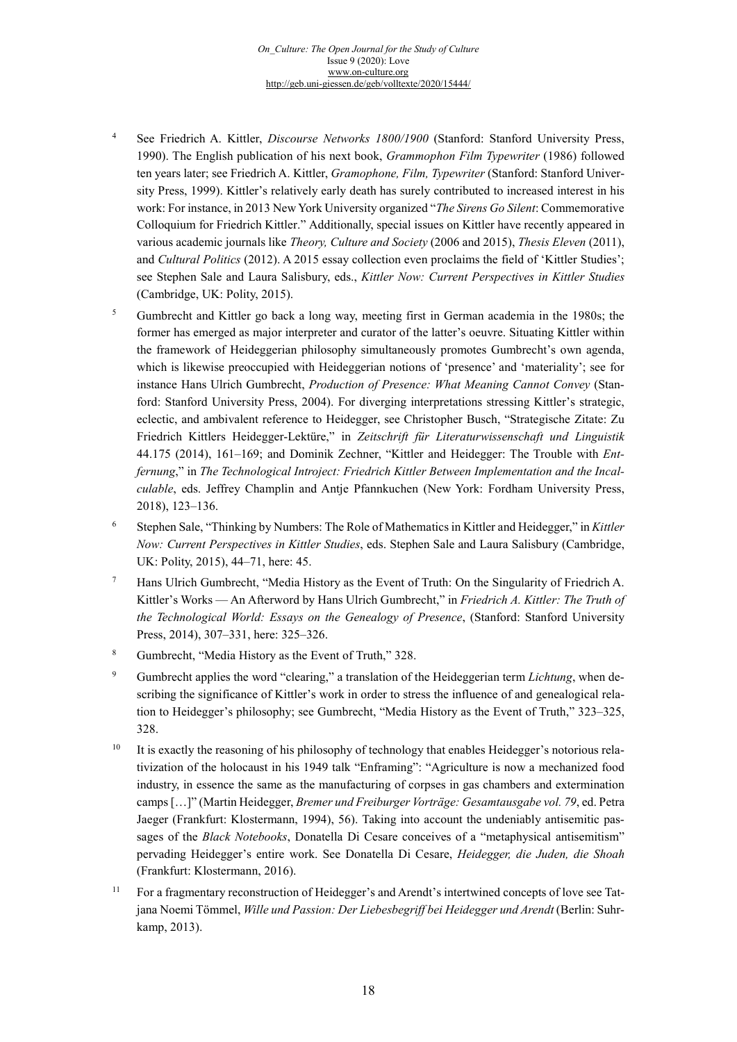[4] See Friedrich A. Kittler, *Discourse Networks 1800/1900* (Stanford: Stanford University Press, 1990). The English publication of his next book, *Grammophon Film Typewriter* (1986) followed ten years later; see Friedrich A. Kittler, *Gramophone, Film, Typewriter* (Stanford: Stanford University Press, 1999). Kittler's relatively early death has surely contributed to increased interest in his work: For instance, in 2013 New York University organized "*The Sirens Go Silent*: Commemorative Colloquium for Friedrich Kittler." Additionally, special issues on Kittler have recently appeared in various academic journals like *Theory, Culture and Society* (2006 and 2015), *Thesis Eleven* (2011), and *Cultural Politics* (2012). A 2015 essay collection even proclaims the field of 'Kittler Studies'; see Stephen Sale and Laura Salisbury, eds., *Kittler Now: Current Perspectives in Kittler Studies* (Cambridge, UK: Polity, 2015).

[5] Gumbrecht and Kittler go back a long way, meeting first in German academia in the 1980s; the former has emerged as major interpreter and curator of the latter's oeuvre. Situating Kittler within the framework of Heideggerian philosophy simultaneously promotes Gumbrecht's own agenda, which is likewise preoccupied with Heideggerian notions of 'presence' and 'materiality'; see for instance Hans Ulrich Gumbrecht, *Production of Presence: What Meaning Cannot Convey* (Stanford: Stanford University Press, 2004). For diverging interpretations stressing Kittler's strategic, eclectic, and ambivalent reference to Heidegger, see Christopher Busch, "Strategische Zitate: Zu Friedrich Kittlers Heidegger-Lektüre," in *Zeitschrift für Literaturwissenschaft und Linguistik* 44.175 (2014), 161–169; and Dominik Zechner, "Kittler and Heidegger: The Trouble with *Entfernung*," in *The Technological Introject: Friedrich Kittler Between Implementation and the Incalculable*, eds. Jeffrey Champlin and Antje Pfannkuchen (New York: Fordham University Press, 2018), 123–136.

[6] Stephen Sale, "Thinking by Numbers: The Role of Mathematics in Kittler and Heidegger," in *Kittler Now: Current Perspectives in Kittler Studies*, eds. Stephen Sale and Laura Salisbury (Cambridge, UK: Polity, 2015), 44–71, here: 45.

[7] Hans Ulrich Gumbrecht, "Media History as the Event of Truth: On the Singularity of Friedrich A. Kittler's Works — An Afterword by Hans Ulrich Gumbrecht," in *Friedrich A. Kittler: The Truth of the Technological World: Essays on the Genealogy of Presence*, (Stanford: Stanford University Press, 2014), 307–331, here: 325–326.

[8] Gumbrecht, "Media History as the Event of Truth," 328.

[9] Gumbrecht applies the word "clearing," a translation of the Heideggerian term *Lichtung*, when describing the significance of Kittler's work in order to stress the influence of and genealogical relation to Heidegger's philosophy; see Gumbrecht, "Media History as the Event of Truth," 323–325, 328.

[10] It is exactly the reasoning of his philosophy of technology that enables Heidegger's notorious relativization of the holocaust in his 1949 talk "Enframing": "Agriculture is now a mechanized food industry, in essence the same as the manufacturing of corpses in gas chambers and extermination camps […]" (Martin Heidegger, *Bremer und Freiburger Vorträge: Gesamtausgabe vol. 79*, ed. Petra Jaeger (Frankfurt: Klostermann, 1994), 56). Taking into account the undeniably antisemitic passages of the *Black Notebooks*, Donatella Di Cesare conceives of a "metaphysical antisemitism" pervading Heidegger's entire work. See Donatella Di Cesare, *Heidegger, die Juden, die Shoah* (Frankfurt: Klostermann, 2016).

[11] For a fragmentary reconstruction of Heidegger's and Arendt's intertwined concepts of love see Tatjana Noemi Tömmel, *Wille und Passion: Der Liebesbegriff bei Heidegger und Arendt* (Berlin: Suhrkamp, 2013).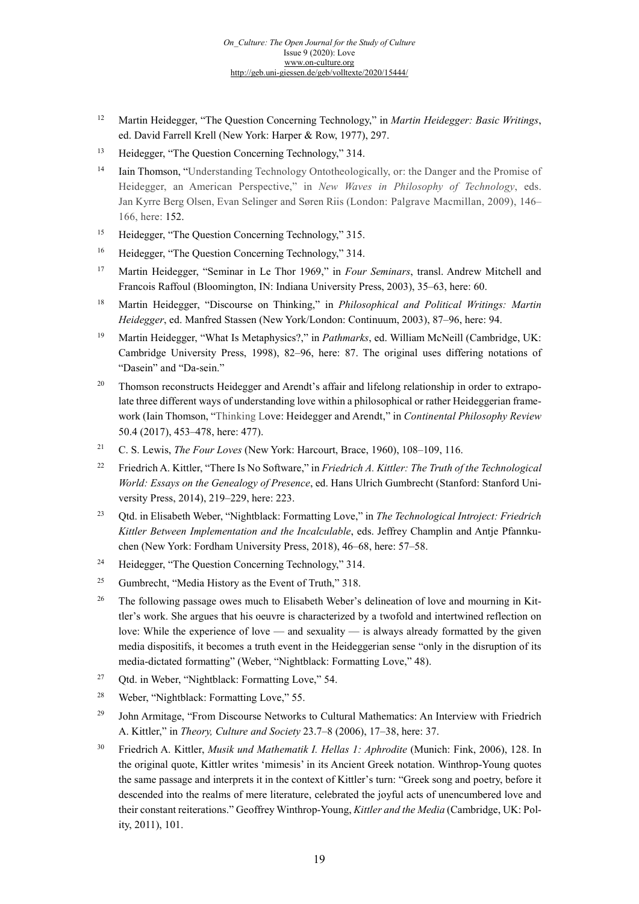[12] Martin Heidegger, "The Question Concerning Technology," in *Martin Heidegger: Basic Writings*, ed. David Farrell Krell (New York: Harper & Row, 1977), 297.

[13] Heidegger, "The Question Concerning Technology," 314.

[14] Iain Thomson, "Understanding Technology Ontotheologically, or: the Danger and the Promise of Heidegger, an American Perspective," in *New Waves in Philosophy of Technology*, eds. Jan Kyrre Berg Olsen, Evan Selinger and Søren Riis (London: Palgrave Macmillan, 2009), 146–166, here: 152.

[15] Heidegger, "The Question Concerning Technology," 315.

[16] Heidegger, "The Question Concerning Technology," 314.

[17] Martin Heidegger, "Seminar in Le Thor 1969," in *Four Seminars*, transl. Andrew Mitchell and Francois Raffoul (Bloomington, IN: Indiana University Press, 2003), 35–63, here: 60.

[18] Martin Heidegger, "Discourse on Thinking," in *Philosophical and Political Writings: Martin Heidegger*, ed. Manfred Stassen (New York/London: Continuum, 2003), 87–96, here: 94.

[19] Martin Heidegger, "What Is Metaphysics?," in *Pathmarks*, ed. William McNeill (Cambridge, UK: Cambridge University Press, 1998), 82–96, here: 87. The original uses differing notations of "Dasein" and "Da-sein."

[20] Thomson reconstructs Heidegger and Arendt's affair and lifelong relationship in order to extrapolate three different ways of understanding love within a philosophical or rather Heideggerian framework (Iain Thomson, "Thinking Love: Heidegger and Arendt," in *Continental Philosophy Review* 50.4 (2017), 453–478, here: 477).

[21] C. S. Lewis, *The Four Loves* (New York: Harcourt, Brace, 1960), 108–109, 116.

[22] Friedrich A. Kittler, "There Is No Software," in *Friedrich A. Kittler: The Truth of the Technological World: Essays on the Genealogy of Presence*, ed. Hans Ulrich Gumbrecht (Stanford: Stanford University Press, 2014), 219–229, here: 223.

[23] Qtd. in Elisabeth Weber, "Nightblack: Formatting Love," in *The Technological Introject: Friedrich Kittler Between Implementation and the Incalculable*, eds. Jeffrey Champlin and Antje Pfannkuchen (New York: Fordham University Press, 2018), 46–68, here: 57–58.

[24] Heidegger, "The Question Concerning Technology," 314.

[25] Gumbrecht, "Media History as the Event of Truth," 318.

[26] The following passage owes much to Elisabeth Weber's delineation of love and mourning in Kittler's work. She argues that his oeuvre is characterized by a twofold and intertwined reflection on love: While the experience of love — and sexuality — is always already formatted by the given media dispositifs, it becomes a truth event in the Heideggerian sense "only in the disruption of its media-dictated formatting" (Weber, "Nightblack: Formatting Love," 48).

[27] Qtd. in Weber, "Nightblack: Formatting Love," 54.

[28] Weber, "Nightblack: Formatting Love," 55.

[29] John Armitage, "From Discourse Networks to Cultural Mathematics: An Interview with Friedrich A. Kittler," in *Theory, Culture and Society* 23.7–8 (2006), 17–38, here: 37.

[30] Friedrich A. Kittler, *Musik und Mathematik I. Hellas 1: Aphrodite* (Munich: Fink, 2006), 128. In the original quote, Kittler writes 'mimesis' in its Ancient Greek notation. Winthrop-Young quotes the same passage and interprets it in the context of Kittler's turn: "Greek song and poetry, before it descended into the realms of mere literature, celebrated the joyful acts of unencumbered love and their constant reiterations." Geoffrey Winthrop-Young, *Kittler and the Media* (Cambridge, UK: Polity, 2011), 101.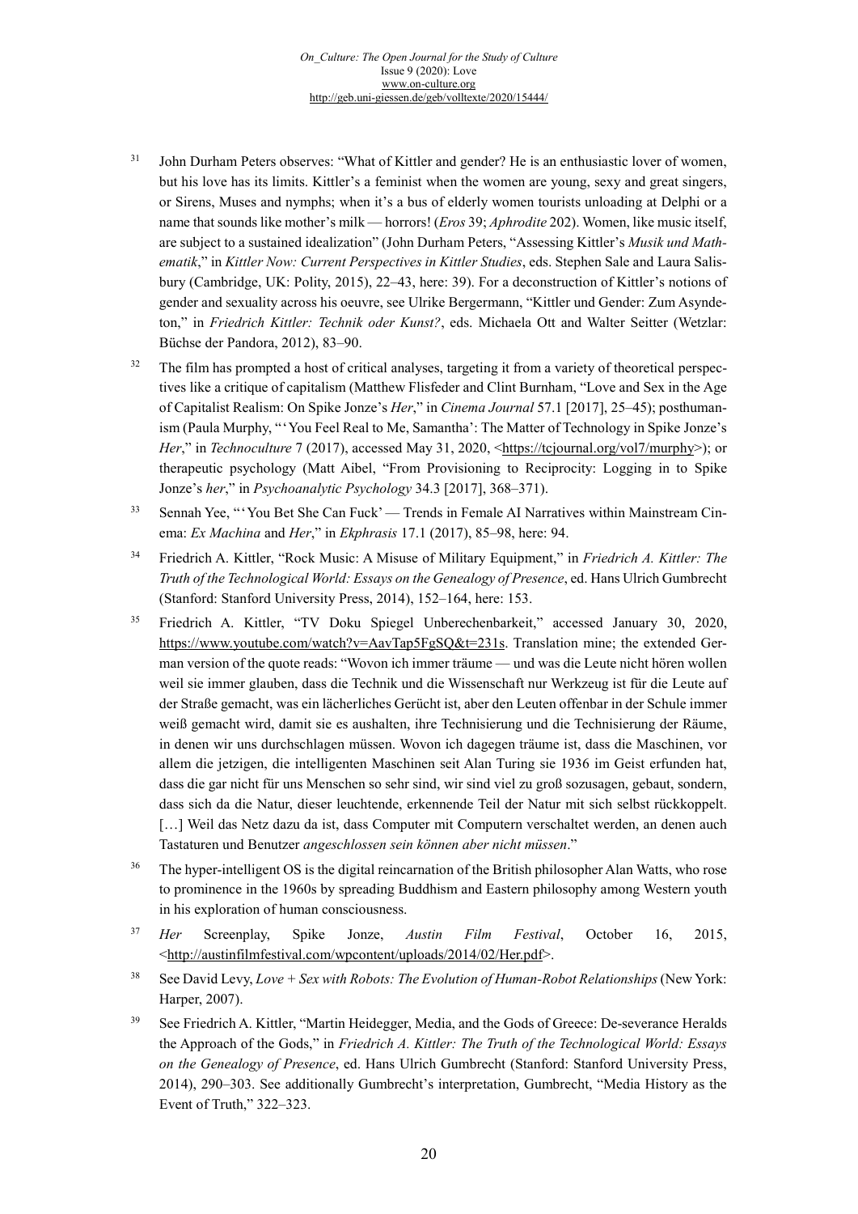[31] John Durham Peters observes: "What of Kittler and gender? He is an enthusiastic lover of women, but his love has its limits. Kittler's a feminist when the women are young, sexy and great singers, or Sirens, Muses and nymphs; when it's a bus of elderly women tourists unloading at Delphi or a name that sounds like mother's milk — horrors! (*Eros* 39; *Aphrodite* 202). Women, like music itself, are subject to a sustained idealization" (John Durham Peters, "Assessing Kittler's *Musik und Mathematik*," in *Kittler Now: Current Perspectives in Kittler Studies*, eds. Stephen Sale and Laura Salisbury (Cambridge, UK: Polity, 2015), 22–43, here: 39). For a deconstruction of Kittler's notions of gender and sexuality across his oeuvre, see Ulrike Bergermann, "Kittler und Gender: Zum Asyndeton," in *Friedrich Kittler: Technik oder Kunst?*, eds. Michaela Ott and Walter Seitter (Wetzlar: Büchse der Pandora, 2012), 83–90.

[32] The film has prompted a host of critical analyses, targeting it from a variety of theoretical perspectives like a critique of capitalism (Matthew Flisfeder and Clint Burnham, "Love and Sex in the Age of Capitalist Realism: On Spike Jonze's *Her*," in *Cinema Journal* 57.1 [2017], 25–45); posthumanism (Paula Murphy, "'You Feel Real to Me, Samantha': The Matter of Technology in Spike Jonze's *Her*," in *Technoculture* 7 (2017), accessed May 31, 2020, <https://tcjournal.org/vol7/murphy>); or therapeutic psychology (Matt Aibel, "From Provisioning to Reciprocity: Logging in to Spike Jonze's *her*," in *Psychoanalytic Psychology* 34.3 [2017], 368–371).

[33] Sennah Yee, "'You Bet She Can Fuck' — Trends in Female AI Narratives within Mainstream Cinema: *Ex Machina* and *Her*," in *Ekphrasis* 17.1 (2017), 85–98, here: 94.

[34] Friedrich A. Kittler, "Rock Music: A Misuse of Military Equipment," in *Friedrich A. Kittler: The Truth of the Technological World: Essays on the Genealogy of Presence*, ed. Hans Ulrich Gumbrecht (Stanford: Stanford University Press, 2014), 152–164, here: 153.

[35] Friedrich A. Kittler, "TV Doku Spiegel Unberechenbarkeit," accessed January 30, 2020, https://www.youtube.com/watch?v=AavTap5FgSQ&t=231s. Translation mine; the extended German version of the quote reads: "Wovon ich immer träume — und was die Leute nicht hören wollen weil sie immer glauben, dass die Technik und die Wissenschaft nur Werkzeug ist für die Leute auf der Straße gemacht, was ein lächerliches Gerücht ist, aber den Leuten offenbar in der Schule immer weiß gemacht wird, damit sie es aushalten, ihre Technisierung und die Technisierung der Räume, in denen wir uns durchschlagen müssen. Wovon ich dagegen träume ist, dass die Maschinen, vor allem die jetzigen, die intelligenten Maschinen seit Alan Turing sie 1936 im Geist erfunden hat, dass die gar nicht für uns Menschen so sehr sind, wir sind viel zu groß sozusagen, gebaut, sondern, dass sich da die Natur, dieser leuchtende, erkennende Teil der Natur mit sich selbst rückkoppelt. […] Weil das Netz dazu da ist, dass Computer mit Computern verschaltet werden, an denen auch Tastaturen und Benutzer *angeschlossen sein können aber nicht müssen*."

[36] The hyper-intelligent OS is the digital reincarnation of the British philosopher Alan Watts, who rose to prominence in the 1960s by spreading Buddhism and Eastern philosophy among Western youth in his exploration of human consciousness.

[37] *Her* Screenplay, Spike Jonze, *Austin Film Festival*, October 16, 2015, <http://austinfilmfestival.com/wpcontent/uploads/2014/02/Her.pdf>.

[38] See David Levy, *Love + Sex with Robots: The Evolution of Human-Robot Relationships* (New York: Harper, 2007).

[39] See Friedrich A. Kittler, "Martin Heidegger, Media, and the Gods of Greece: De-severance Heralds the Approach of the Gods," in *Friedrich A. Kittler: The Truth of the Technological World: Essays on the Genealogy of Presence*, ed. Hans Ulrich Gumbrecht (Stanford: Stanford University Press, 2014), 290–303. See additionally Gumbrecht's interpretation, Gumbrecht, "Media History as the Event of Truth," 322–323.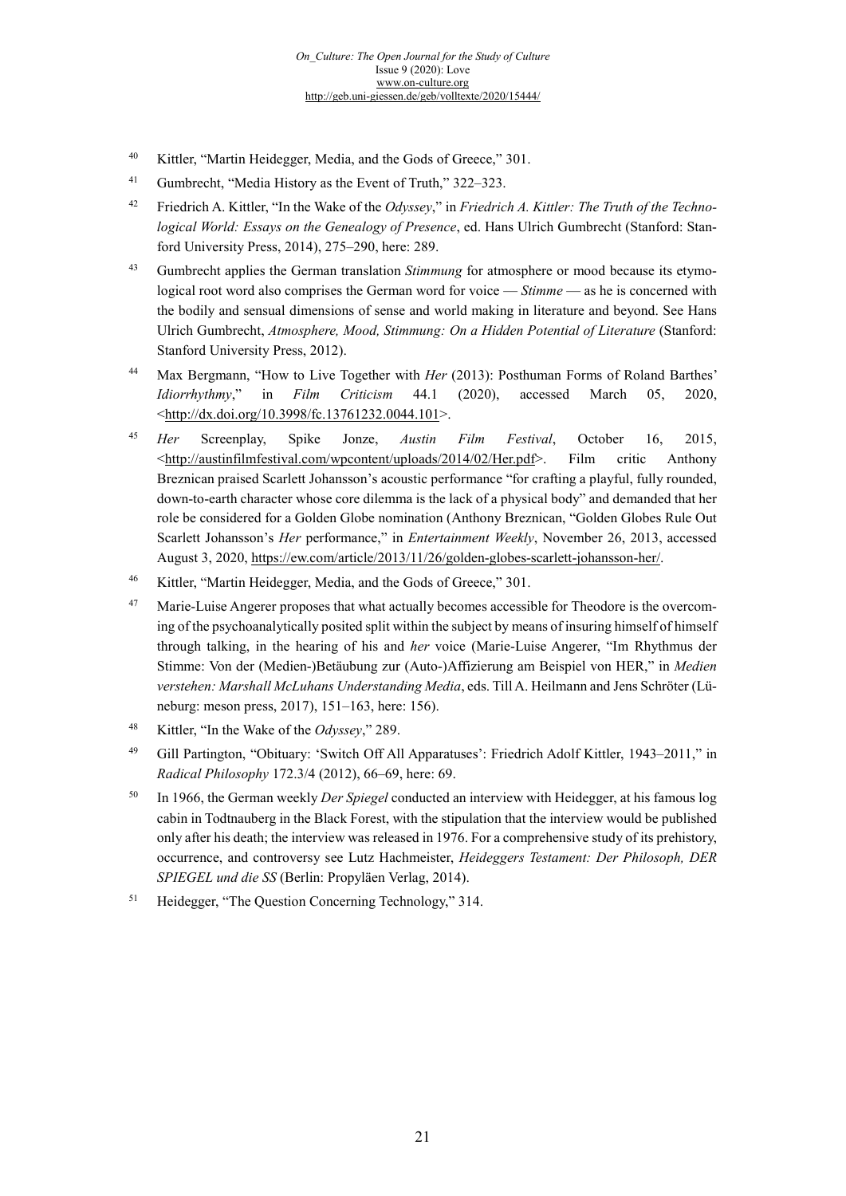40. Kittler, "Martin Heidegger, Media, and the Gods of Greece," 301.

41. Gumbrecht, "Media History as the Event of Truth," 322–323.

42. Friedrich A. Kittler, "In the Wake of the *Odyssey*," in *Friedrich A. Kittler: The Truth of the Technological World: Essays on the Genealogy of Presence*, ed. Hans Ulrich Gumbrecht (Stanford: Stanford University Press, 2014), 275–290, here: 289.

43. Gumbrecht applies the German translation *Stimmung* for atmosphere or mood because its etymological root word also comprises the German word for voice — *Stimme* — as he is concerned with the bodily and sensual dimensions of sense and world making in literature and beyond. See Hans Ulrich Gumbrecht, *Atmosphere, Mood, Stimmung: On a Hidden Potential of Literature* (Stanford: Stanford University Press, 2012).

44. Max Bergmann, "How to Live Together with *Her* (2013): Posthuman Forms of Roland Barthes' *Idiorrhythmy*," in *Film Criticism* 44.1 (2020), accessed March 05, 2020, <http://dx.doi.org/10.3998/fc.13761232.0044.101>.

45. *Her* Screenplay, Spike Jonze, *Austin Film Festival*, October 16, 2015, <http://austinfilmfestival.com/wpcontent/uploads/2014/02/Her.pdf>. Film critic Anthony Breznican praised Scarlett Johansson's acoustic performance "for crafting a playful, fully rounded, down-to-earth character whose core dilemma is the lack of a physical body" and demanded that her role be considered for a Golden Globe nomination (Anthony Breznican, "Golden Globes Rule Out Scarlett Johansson's *Her* performance," in *Entertainment Weekly*, November 26, 2013, accessed August 3, 2020, https://ew.com/article/2013/11/26/golden-globes-scarlett-johansson-her/.

46. Kittler, "Martin Heidegger, Media, and the Gods of Greece," 301.

47. Marie-Luise Angerer proposes that what actually becomes accessible for Theodore is the overcoming of the psychoanalytically posited split within the subject by means of insuring himself of himself through talking, in the hearing of his and *her* voice (Marie-Luise Angerer, "Im Rhythmus der Stimme: Von der (Medien-)Betäubung zur (Auto-)Affizierung am Beispiel von HER," in *Medien verstehen: Marshall McLuhans Understanding Media*, eds. Till A. Heilmann and Jens Schröter (Lüneburg: meson press, 2017), 151–163, here: 156).

48. Kittler, "In the Wake of the *Odyssey*," 289.

49. Gill Partington, "Obituary: 'Switch Off All Apparatuses': Friedrich Adolf Kittler, 1943–2011," in *Radical Philosophy* 172.3/4 (2012), 66–69, here: 69.

50. In 1966, the German weekly *Der Spiegel* conducted an interview with Heidegger, at his famous log cabin in Todtnauberg in the Black Forest, with the stipulation that the interview would be published only after his death; the interview was released in 1976. For a comprehensive study of its prehistory, occurrence, and controversy see Lutz Hachmeister, *Heideggers Testament: Der Philosoph, DER SPIEGEL und die SS* (Berlin: Propyläen Verlag, 2014).

51. Heidegger, "The Question Concerning Technology," 314.